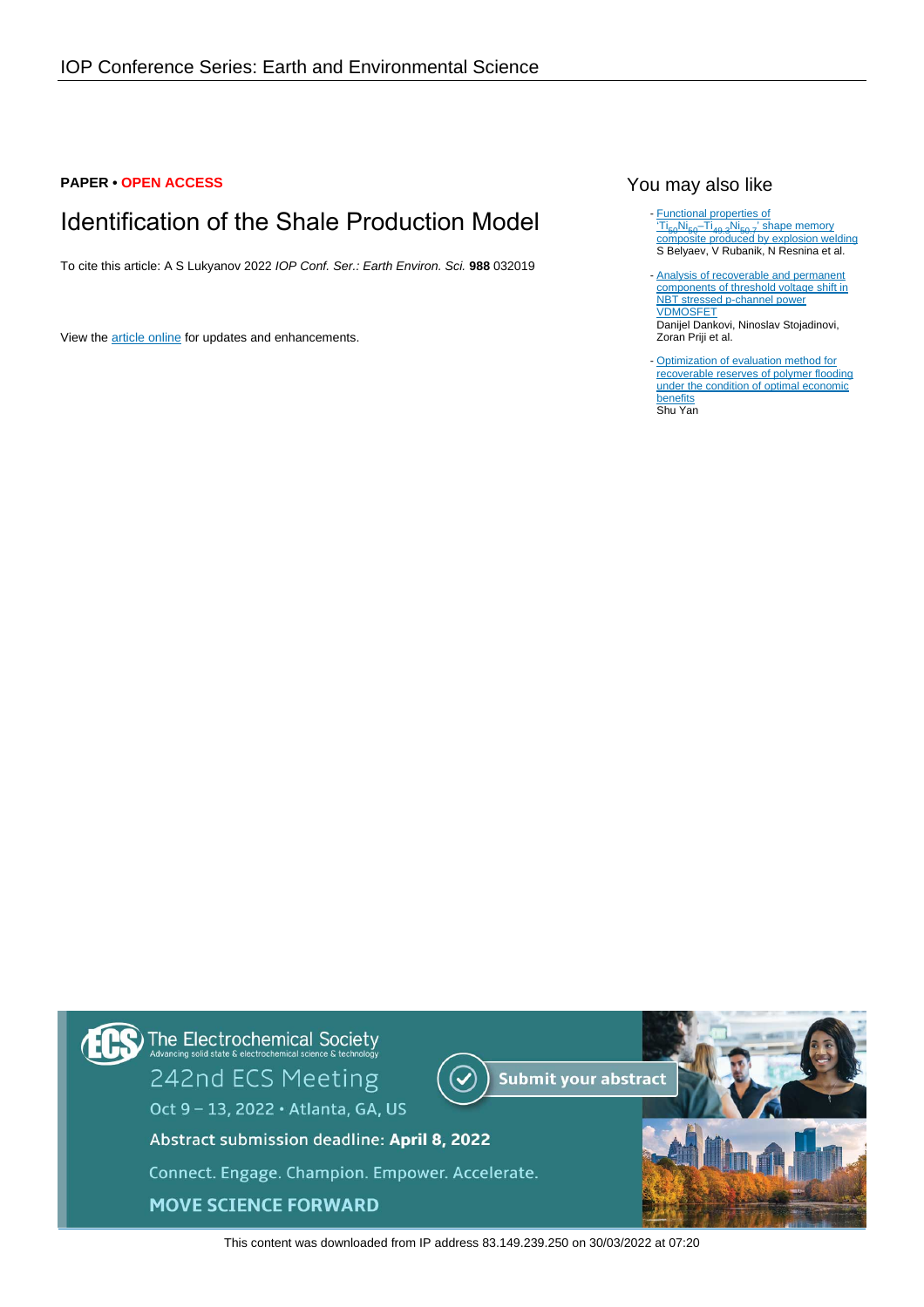PAPER • OPEN ACCESS

# Identification of the Shale Production Model

To cite this article: A S Lukyanov 2022 *IOP Conf. Ser.: Earth Environ. Sci.* **988** 032019

View the article online for updates and enhancements.

## You may also like

- Functional properties of '$Ti_{50}Ni_{50}$–$Ti_{49.3}Ni_{50.7}$' shape memory composite produced by explosion welding
  S Belyaev, V Rubanik, N Resnina et al.

- Analysis of recoverable and permanent components of threshold voltage shift in NBT stressed p-channel power VDMOSFET
  Danijel Dankovi, Ninoslav Stojadinovi, Zoran Priji et al.

- Optimization of evaluation method for recoverable reserves of polymer flooding under the condition of optimal economic benefits
  Shu Yan

The Electrochemical Society
Advancing solid state & electrochemical science & technology

242nd ECS Meeting

Oct 9 – 13, 2022 • Atlanta, GA, US

Abstract submission deadline: **April 8, 2022**

Submit your abstract

Connect. Engage. Champion. Empower. Accelerate.

MOVE SCIENCE FORWARD

This content was downloaded from IP address 83.149.239.250 on 30/03/2022 at 07:20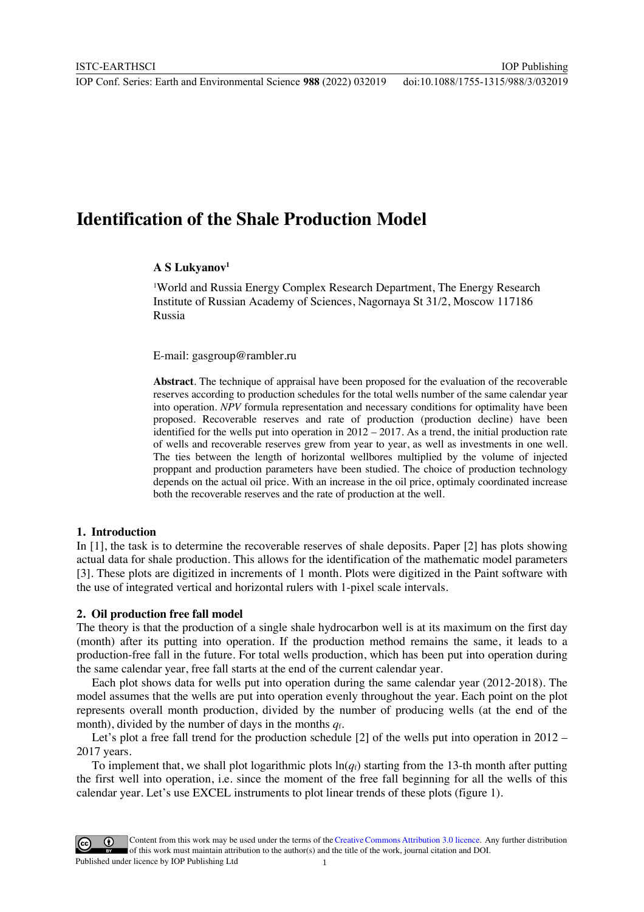# Identification of the Shale Production Model

**A S Lukyanov**[1]

[1]World and Russia Energy Complex Research Department, The Energy Research Institute of Russian Academy of Sciences, Nagornaya St 31/2, Moscow 117186 Russia

E-mail: gasgroup@rambler.ru

**Abstract**. The technique of appraisal have been proposed for the evaluation of the recoverable reserves according to production schedules for the total wells number of the same calendar year into operation. *NPV* formula representation and necessary conditions for optimality have been proposed. Recoverable reserves and rate of production (production decline) have been identified for the wells put into operation in 2012 – 2017. As a trend, the initial production rate of wells and recoverable reserves grew from year to year, as well as investments in one well. The ties between the length of horizontal wellbores multiplied by the volume of injected proppant and production parameters have been studied. The choice of production technology depends on the actual oil price. With an increase in the oil price, optimaly coordinated increase both the recoverable reserves and the rate of production at the well.

## 1. Introduction

In [1], the task is to determine the recoverable reserves of shale deposits. Paper [2] has plots showing actual data for shale production. This allows for the identification of the mathematic model parameters [3]. These plots are digitized in increments of 1 month. Plots were digitized in the Paint software with the use of integrated vertical and horizontal rulers with 1-pixel scale intervals.

## 2. Oil production free fall model

The theory is that the production of a single shale hydrocarbon well is at its maximum on the first day (month) after its putting into operation. If the production method remains the same, it leads to a production-free fall in the future. For total wells production, which has been put into operation during the same calendar year, free fall starts at the end of the current calendar year.

Each plot shows data for wells put into operation during the same calendar year (2012-2018). The model assumes that the wells are put into operation evenly throughout the year. Each point on the plot represents overall month production, divided by the number of producing wells (at the end of the month), divided by the number of days in the months $q_f$.

Let's plot a free fall trend for the production schedule [2] of the wells put into operation in 2012 – 2017 years.

To implement that, we shall plot logarithmic plots $\ln(q_f)$ starting from the 13-th month after putting the first well into operation, i.e. since the moment of the free fall beginning for all the wells of this calendar year. Let's use EXCEL instruments to plot linear trends of these plots (figure 1).

Content from this work may be used under the terms of the Creative Commons Attribution 3.0 licence. Any further distribution of this work must maintain attribution to the author(s) and the title of the work, journal citation and DOI.
Published under licence by IOP Publishing Ltd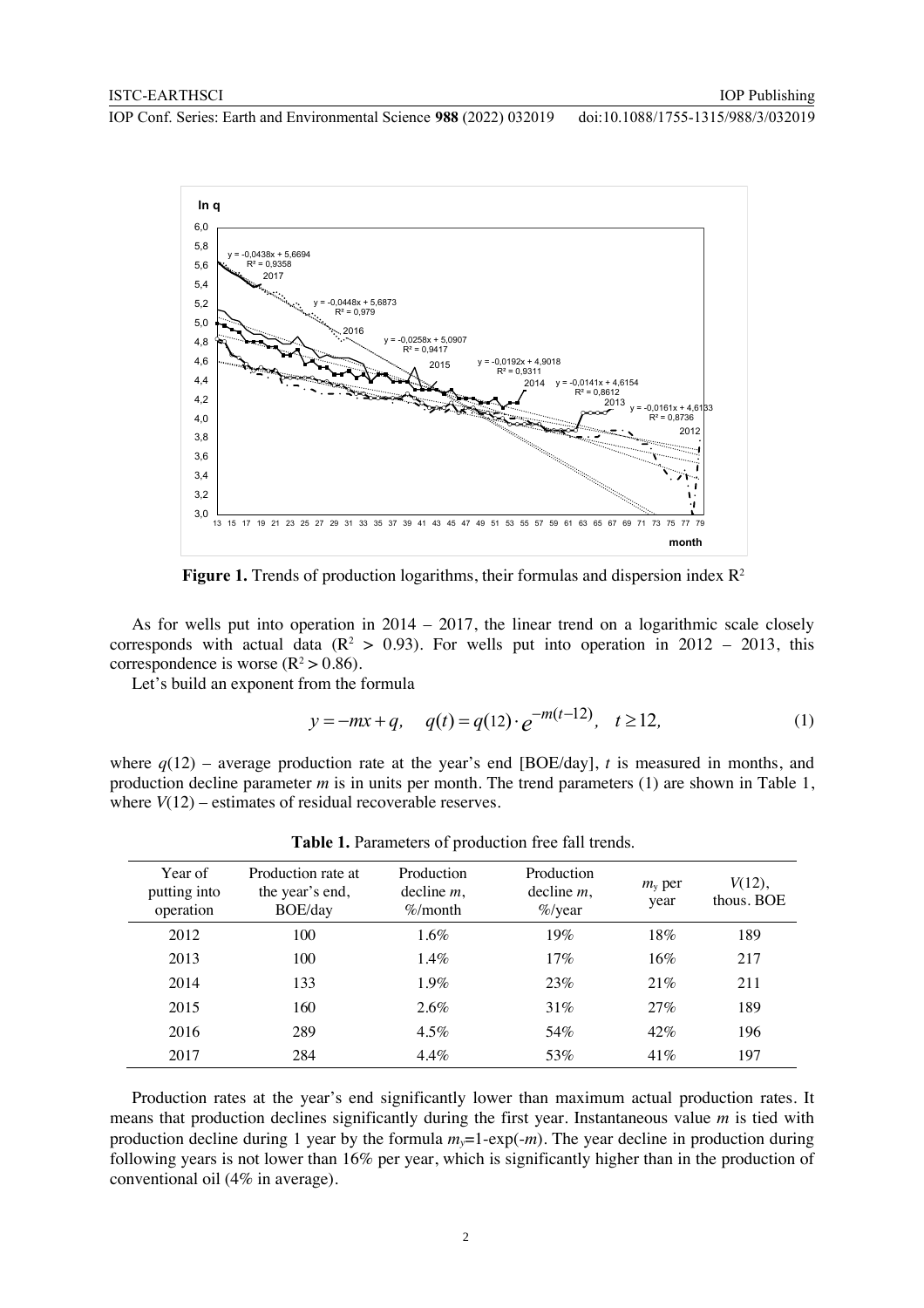ln q

6,0 5,8 5,6 5,4 5,2 5,0 4,8 4,6 4,4 4,2 4,0 3,8 3,6 3,4 3,2 3,0

13 15 17 19 21 23 25 27 29 31 33 35 37 39 41 43 45 47 49 51 53 55 57 59 61 63 65 67 69 71 73 75 77 79

month

y = -0,0438x + 5,6694
R² = 0,9358
2017

y = -0,0448x + 5,6873
R² = 0,979
2016

y = -0,0258x + 5,0907
R² = 0,9417
2015

y = -0,0192x + 4,9018
R² = 0,9311
2014

y = -0,0141x + 4,6154
R² = 0,8612
2013

y = -0,0161x + 4,6133
R² = 0,8736
2012

**Figure 1.** Trends of production logarithms, their formulas and dispersion index $R^2$

As for wells put into operation in 2014 – 2017, the linear trend on a logarithmic scale closely corresponds with actual data ($R^2 > 0.93$). For wells put into operation in 2012 – 2013, this correspondence is worse ($R^2 > 0.86$).

Let's build an exponent from the formula

$$y = -mx + q, \quad q(t) = q(12) \cdot e^{-m(t-12)}, \quad t \geq 12, \tag{1}$$

where $q(12)$ – average production rate at the year's end [BOE/day], $t$ is measured in months, and production decline parameter $m$ is in units per month. The trend parameters (1) are shown in Table 1, where $V(12)$ – estimates of residual recoverable reserves.

**Table 1.** Parameters of production free fall trends.

| Year of putting into operation | Production rate at the year's end, BOE/day | Production decline $m$, %/month | Production decline $m$, %/year | $m_y$ per year | $V(12)$, thous. BOE |
|---|---|---|---|---|---|
| 2012 | 100 | 1.6% | 19% | 18% | 189 |
| 2013 | 100 | 1.4% | 17% | 16% | 217 |
| 2014 | 133 | 1.9% | 23% | 21% | 211 |
| 2015 | 160 | 2.6% | 31% | 27% | 189 |
| 2016 | 289 | 4.5% | 54% | 42% | 196 |
| 2017 | 284 | 4.4% | 53% | 41% | 197 |

Production rates at the year's end significantly lower than maximum actual production rates. It means that production declines significantly during the first year. Instantaneous value $m$ is tied with production decline during 1 year by the formula $m_y = 1 - \exp(-m)$. The year decline in production during following years is not lower than 16% per year, which is significantly higher than in the production of conventional oil (4% in average).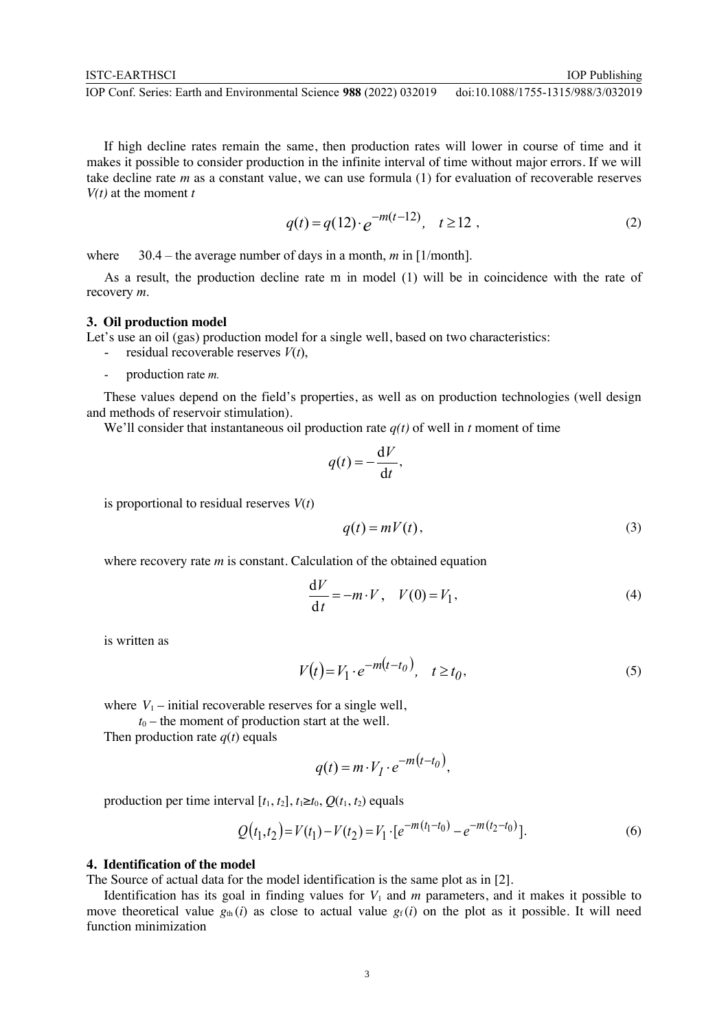If high decline rates remain the same, then production rates will lower in course of time and it makes it possible to consider production in the infinite interval of time without major errors. If we will take decline rate $m$ as a constant value, we can use formula (1) for evaluation of recoverable reserves $V(t)$ at the moment $t$

$$q(t) = q(12) \cdot e^{-m(t-12)}, \quad t \geq 12 \,, \tag{2}$$

where  30.4 – the average number of days in a month, $m$ in [1/month].

As a result, the production decline rate m in model (1) will be in coincidence with the rate of recovery $m$.

## 3. Oil production model

Let's use an oil (gas) production model for a single well, based on two characteristics:

- residual recoverable reserves $V(t)$,
- production rate $m$.

These values depend on the field's properties, as well as on production technologies (well design and methods of reservoir stimulation).

We'll consider that instantaneous oil production rate $q(t)$ of well in $t$ moment of time

$$q(t) = -\frac{\mathrm{d}V}{\mathrm{d}t},$$

is proportional to residual reserves $V(t)$

$$q(t) = mV(t), \tag{3}$$

where recovery rate $m$ is constant. Calculation of the obtained equation

$$\frac{\mathrm{d}V}{\mathrm{d}t} = -m \cdot V \,, \quad V(0) = V_1, \tag{4}$$

is written as

$$V(t) = V_1 \cdot e^{-m(t-t_0)}, \quad t \geq t_0, \tag{5}$$

where $V_1$ – initial recoverable reserves for a single well,

$t_0$ – the moment of production start at the well.

Then production rate $q(t)$ equals

$$q(t) = m \cdot V_1 \cdot e^{-m(t-t_0)},$$

production per time interval $[t_1, t_2]$, $t_1 \geq t_0$, $Q(t_1, t_2)$ equals

$$Q(t_1, t_2) = V(t_1) - V(t_2) = V_1 \cdot [e^{-m(t_1-t_0)} - e^{-m(t_2-t_0)}]. \tag{6}$$

## 4. Identification of the model

The Source of actual data for the model identification is the same plot as in [2].

Identification has its goal in finding values for $V_1$ and $m$ parameters, and it makes it possible to move theoretical value $g_{th}(i)$ as close to actual value $g_f(i)$ on the plot as it possible. It will need function minimization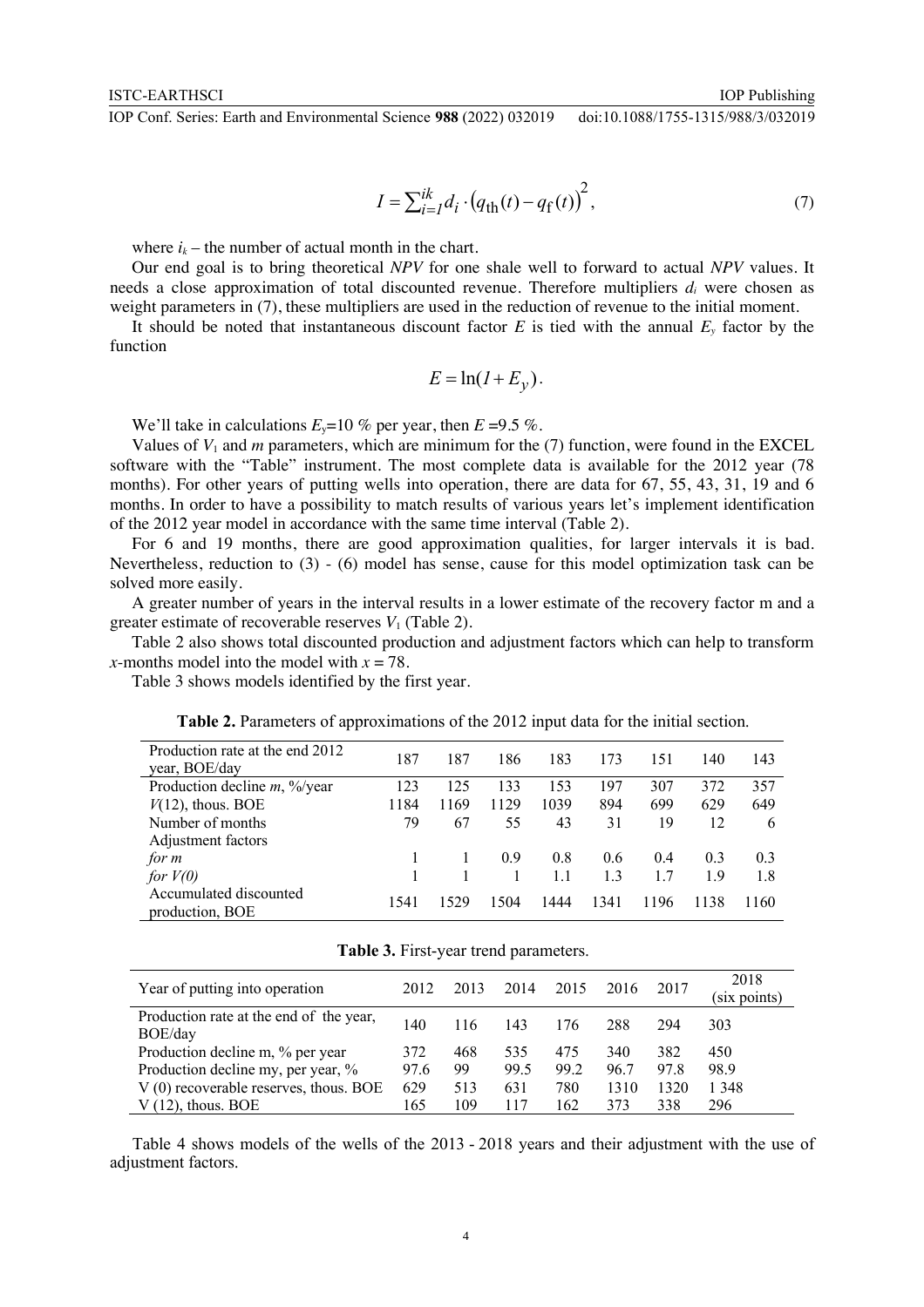$$I = \sum_{i=1}^{ik} d_i \cdot \left(q_{\text{th}}(t) - q_{\text{f}}(t)\right)^2, \quad (7)$$

where $i_k$ – the number of actual month in the chart.

Our end goal is to bring theoretical *NPV* for one shale well to forward to actual *NPV* values. It needs a close approximation of total discounted revenue. Therefore multipliers $d_i$ were chosen as weight parameters in (7), these multipliers are used in the reduction of revenue to the initial moment.

It should be noted that instantaneous discount factor *E* is tied with the annual $E_y$ factor by the function

$$E = \ln(I + E_y).$$

We'll take in calculations $E_y$=10 % per year, then *E* =9.5 %.

Values of $V_1$ and *m* parameters, which are minimum for the (7) function, were found in the EXCEL software with the "Table" instrument. The most complete data is available for the 2012 year (78 months). For other years of putting wells into operation, there are data for 67, 55, 43, 31, 19 and 6 months. In order to have a possibility to match results of various years let's implement identification of the 2012 year model in accordance with the same time interval (Table 2).

For 6 and 19 months, there are good approximation qualities, for larger intervals it is bad. Nevertheless, reduction to (3) - (6) model has sense, cause for this model optimization task can be solved more easily.

A greater number of years in the interval results in a lower estimate of the recovery factor m and a greater estimate of recoverable reserves $V_1$ (Table 2).

Table 2 also shows total discounted production and adjustment factors which can help to transform *x*-months model into the model with *x* = 78.

Table 3 shows models identified by the first year.

**Table 2.** Parameters of approximations of the 2012 input data for the initial section.

| | | | | | | | | |
|---|---|---|---|---|---|---|---|---|
| Production rate at the end 2012 year, BOE/day | 187 | 187 | 186 | 183 | 173 | 151 | 140 | 143 |
| Production decline *m*, %/year | 123 | 125 | 133 | 153 | 197 | 307 | 372 | 357 |
| *V*(12), thous. BOE | 1184 | 1169 | 1129 | 1039 | 894 | 699 | 629 | 649 |
| Number of months | 79 | 67 | 55 | 43 | 31 | 19 | 12 | 6 |
| Adjustment factors | | | | | | | | |
| *for m* | 1 | 1 | 0.9 | 0.8 | 0.6 | 0.4 | 0.3 | 0.3 |
| *for V(0)* | 1 | 1 | 1 | 1.1 | 1.3 | 1.7 | 1.9 | 1.8 |
| Accumulated discounted production, BOE | 1541 | 1529 | 1504 | 1444 | 1341 | 1196 | 1138 | 1160 |

**Table 3.** First-year trend parameters.

| Year of putting into operation | 2012 | 2013 | 2014 | 2015 | 2016 | 2017 | 2018 (six points) |
|---|---|---|---|---|---|---|---|
| Production rate at the end of the year, BOE/day | 140 | 116 | 143 | 176 | 288 | 294 | 303 |
| Production decline m, % per year | 372 | 468 | 535 | 475 | 340 | 382 | 450 |
| Production decline my, per year, % | 97.6 | 99 | 99.5 | 99.2 | 96.7 | 97.8 | 98.9 |
| V (0) recoverable reserves, thous. BOE | 629 | 513 | 631 | 780 | 1310 | 1320 | 1 348 |
| V (12), thous. BOE | 165 | 109 | 117 | 162 | 373 | 338 | 296 |

Table 4 shows models of the wells of the 2013 - 2018 years and their adjustment with the use of adjustment factors.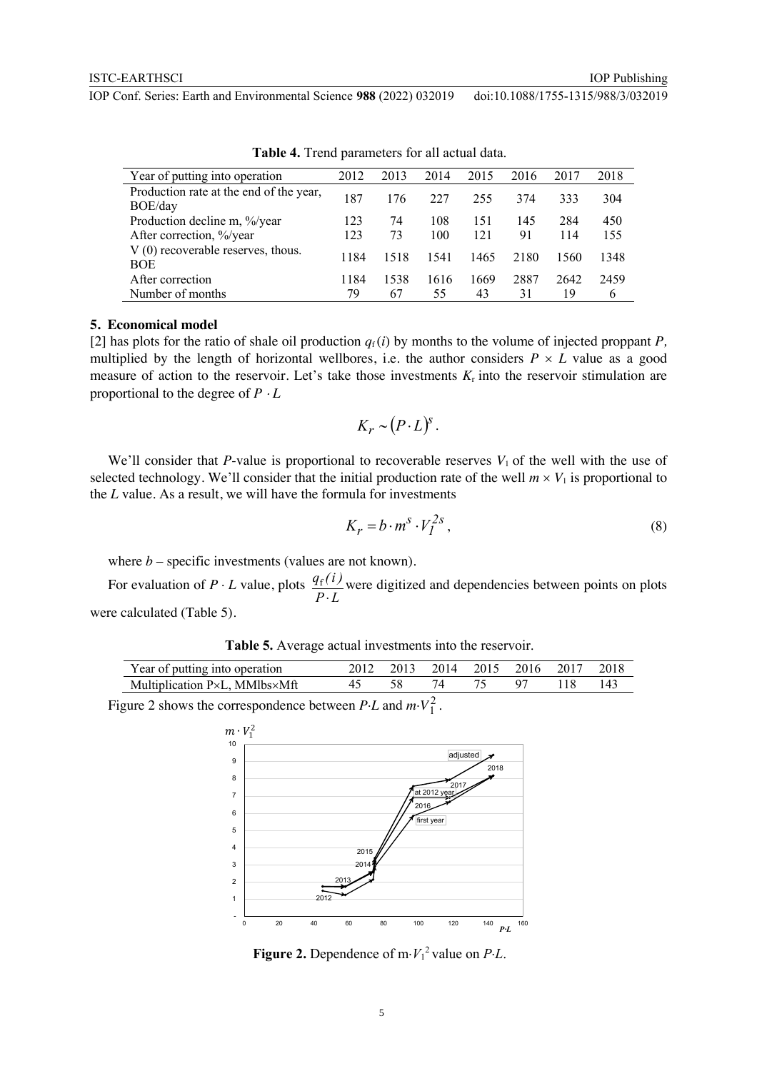**Table 4.** Trend parameters for all actual data.

| Year of putting into operation | 2012 | 2013 | 2014 | 2015 | 2016 | 2017 | 2018 |
|---|---|---|---|---|---|---|---|
| Production rate at the end of the year, BOE/day | 187 | 176 | 227 | 255 | 374 | 333 | 304 |
| Production decline m, %/year | 123 | 74 | 108 | 151 | 145 | 284 | 450 |
| After correction, %/year | 123 | 73 | 100 | 121 | 91 | 114 | 155 |
| V (0) recoverable reserves, thous. BOE | 1184 | 1518 | 1541 | 1465 | 2180 | 1560 | 1348 |
| After correction | 1184 | 1538 | 1616 | 1669 | 2887 | 2642 | 2459 |
| Number of months | 79 | 67 | 55 | 43 | 31 | 19 | 6 |

## 5. Economical model

[2] has plots for the ratio of shale oil production $q_f(i)$ by months to the volume of injected proppant $P$, multiplied by the length of horizontal wellbores, i.e. the author considers $P \times L$ value as a good measure of action to the reservoir. Let's take those investments $K_r$ into the reservoir stimulation are proportional to the degree of $P \cdot L$

$$K_r \sim (P \cdot L)^s .$$

We'll consider that $P$-value is proportional to recoverable reserves $V_1$ of the well with the use of selected technology. We'll consider that the initial production rate of the well $m \times V_1$ is proportional to the $L$ value. As a result, we will have the formula for investments

$$K_r = b \cdot m^s \cdot V_1^{2s} , \tag{8}$$

where $b$ – specific investments (values are not known).

For evaluation of $P \cdot L$ value, plots $\dfrac{q_f(i)}{P \cdot L}$ were digitized and dependencies between points on plots were calculated (Table 5).

**Table 5.** Average actual investments into the reservoir.

| Year of putting into operation | 2012 | 2013 | 2014 | 2015 | 2016 | 2017 | 2018 |
|---|---|---|---|---|---|---|---|
| Multiplication P×L, MMlbs×Mft | 45 | 58 | 74 | 75 | 97 | 118 | 143 |

Figure 2 shows the correspondence between $P \cdot L$ and $m \cdot V_1^2$.

$m \cdot V_1^2$

adjusted

at 2012 year

first year

2012
2013
2014
2015
2016
2017
2018

$P \cdot L$

**Figure 2.** Dependence of $m \cdot V_1^2$ value on $P \cdot L$.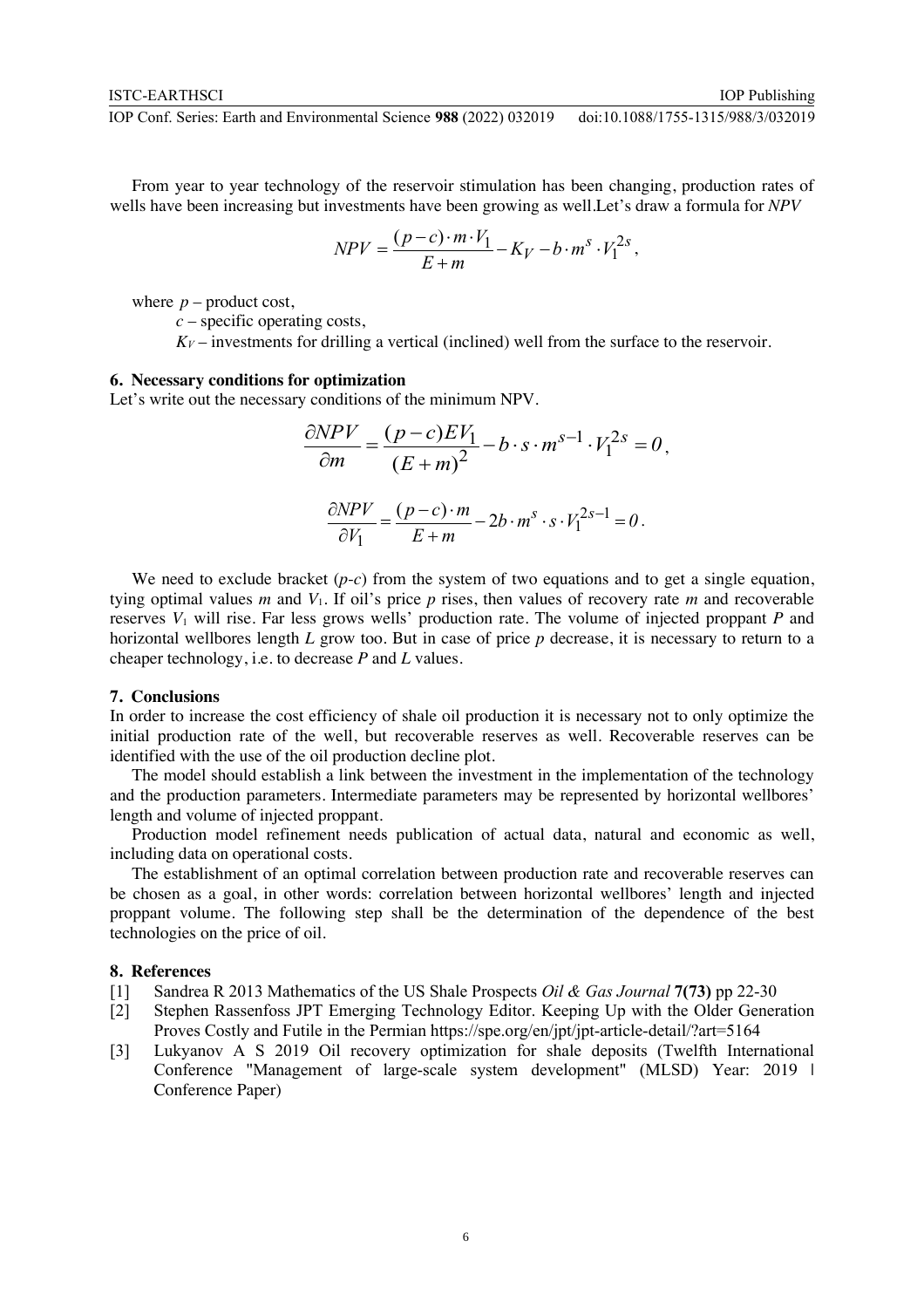From year to year technology of the reservoir stimulation has been changing, production rates of wells have been increasing but investments have been growing as well.Let's draw a formula for *NPV*

$$NPV = \frac{(p-c) \cdot m \cdot V_1}{E+m} - K_V - b \cdot m^s \cdot V_1^{2s},$$

where $p$ – product cost,

$c$ – specific operating costs,

$K_V$ – investments for drilling a vertical (inclined) well from the surface to the reservoir.

## 6. Necessary conditions for optimization

Let's write out the necessary conditions of the minimum NPV.

$$\frac{\partial NPV}{\partial m} = \frac{(p-c)EV_1}{(E+m)^2} - b \cdot s \cdot m^{s-1} \cdot V_1^{2s} = 0,$$

$$\frac{\partial NPV}{\partial V_1} = \frac{(p-c) \cdot m}{E+m} - 2b \cdot m^s \cdot s \cdot V_1^{2s-1} = 0.$$

We need to exclude bracket ($p$-$c$) from the system of two equations and to get a single equation, tying optimal values $m$ and $V_1$. If oil's price $p$ rises, then values of recovery rate $m$ and recoverable reserves $V_1$ will rise. Far less grows wells' production rate. The volume of injected proppant $P$ and horizontal wellbores length $L$ grow too. But in case of price $p$ decrease, it is necessary to return to a cheaper technology, i.e. to decrease $P$ and $L$ values.

## 7. Conclusions

In order to increase the cost efficiency of shale oil production it is necessary not to only optimize the initial production rate of the well, but recoverable reserves as well. Recoverable reserves can be identified with the use of the oil production decline plot.

The model should establish a link between the investment in the implementation of the technology and the production parameters. Intermediate parameters may be represented by horizontal wellbores' length and volume of injected proppant.

Production model refinement needs publication of actual data, natural and economic as well, including data on operational costs.

The establishment of an optimal correlation between production rate and recoverable reserves can be chosen as a goal, in other words: correlation between horizontal wellbores' length and injected proppant volume. The following step shall be the determination of the dependence of the best technologies on the price of oil.

## 8. References

[1] Sandrea R 2013 Mathematics of the US Shale Prospects *Oil & Gas Journal* **7(73)** pp 22-30

[2] Stephen Rassenfoss JPT Emerging Technology Editor. Keeping Up with the Older Generation Proves Costly and Futile in the Permian https://spe.org/en/jpt/jpt-article-detail/?art=5164

[3] Lukyanov A S 2019 Oil recovery optimization for shale deposits (Twelfth International Conference "Management of large-scale system development" (MLSD) Year: 2019 | Conference Paper)